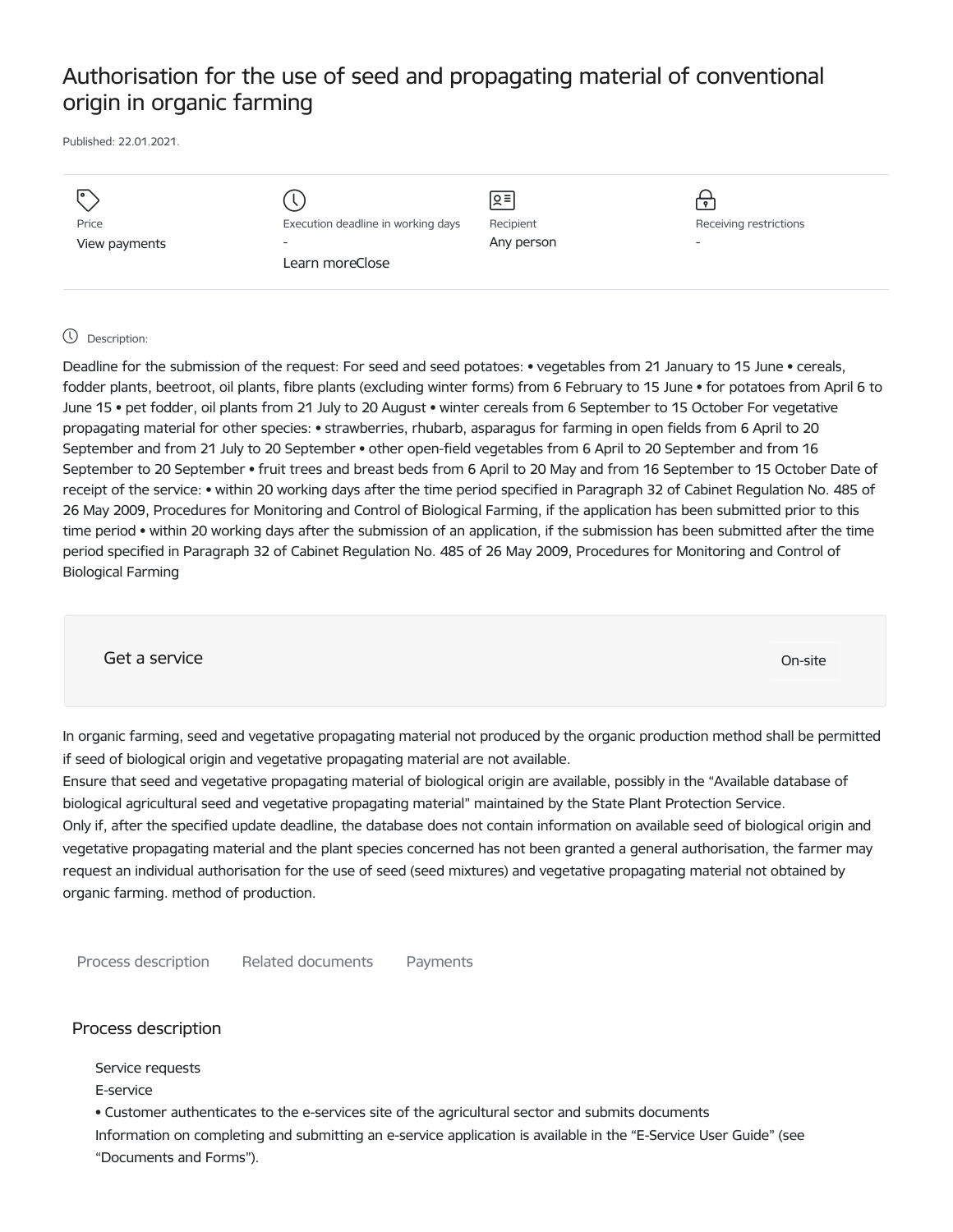# Authorisation for the use of seed and propagating material of conventional origin in organic farming

Published: 22.01.2021.

| Price | Execution deadline in working days | Recipient | Receiving restrictions |
| --- | --- | --- | --- |
| View payments | - | Any person | - |
| | Learn moreClose | | |

Description:

Deadline for the submission of the request: For seed and seed potatoes: • vegetables from 21 January to 15 June • cereals, fodder plants, beetroot, oil plants, fibre plants (excluding winter forms) from 6 February to 15 June • for potatoes from April 6 to June 15 • pet fodder, oil plants from 21 July to 20 August • winter cereals from 6 September to 15 October For vegetative propagating material for other species: • strawberries, rhubarb, asparagus for farming in open fields from 6 April to 20 September and from 21 July to 20 September • other open-field vegetables from 6 April to 20 September and from 16 September to 20 September • fruit trees and breast beds from 6 April to 20 May and from 16 September to 15 October Date of receipt of the service: • within 20 working days after the time period specified in Paragraph 32 of Cabinet Regulation No. 485 of 26 May 2009, Procedures for Monitoring and Control of Biological Farming, if the application has been submitted prior to this time period • within 20 working days after the submission of an application, if the submission has been submitted after the time period specified in Paragraph 32 of Cabinet Regulation No. 485 of 26 May 2009, Procedures for Monitoring and Control of Biological Farming

Get a service

On-site

In organic farming, seed and vegetative propagating material not produced by the organic production method shall be permitted if seed of biological origin and vegetative propagating material are not available.
Ensure that seed and vegetative propagating material of biological origin are available, possibly in the "Available database of biological agricultural seed and vegetative propagating material" maintained by the State Plant Protection Service.
Only if, after the specified update deadline, the database does not contain information on available seed of biological origin and vegetative propagating material and the plant species concerned has not been granted a general authorisation, the farmer may request an individual authorisation for the use of seed (seed mixtures) and vegetative propagating material not obtained by organic farming. method of production.

Process description    Related documents    Payments

## Process description

Service requests

E-service

• Customer authenticates to the e-services site of the agricultural sector and submits documents

Information on completing and submitting an e-service application is available in the "E-Service User Guide" (see "Documents and Forms").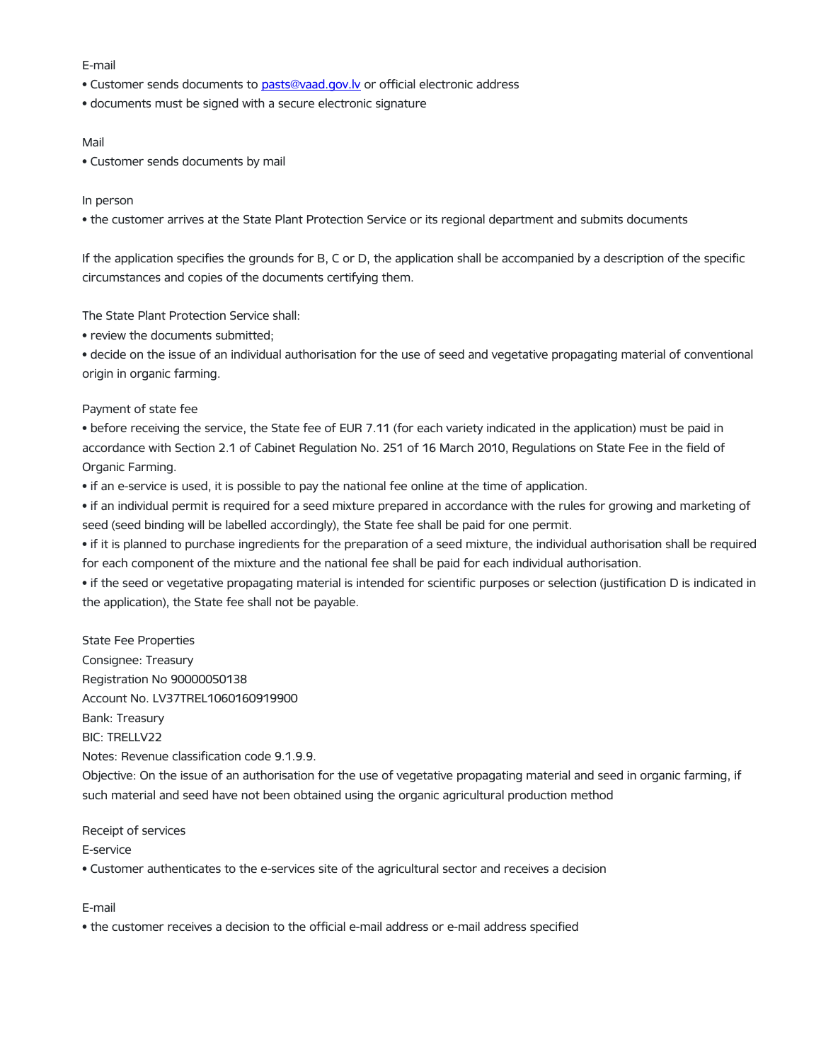E-mail

- Customer sends documents to pasts@vaad.gov.lv or official electronic address
- documents must be signed with a secure electronic signature

Mail

- Customer sends documents by mail

In person

- the customer arrives at the State Plant Protection Service or its regional department and submits documents

If the application specifies the grounds for B, C or D, the application shall be accompanied by a description of the specific circumstances and copies of the documents certifying them.

The State Plant Protection Service shall:

- review the documents submitted;
- decide on the issue of an individual authorisation for the use of seed and vegetative propagating material of conventional origin in organic farming.

Payment of state fee

- before receiving the service, the State fee of EUR 7.11 (for each variety indicated in the application) must be paid in accordance with Section 2.1 of Cabinet Regulation No. 251 of 16 March 2010, Regulations on State Fee in the field of Organic Farming.
- if an e-service is used, it is possible to pay the national fee online at the time of application.
- if an individual permit is required for a seed mixture prepared in accordance with the rules for growing and marketing of seed (seed binding will be labelled accordingly), the State fee shall be paid for one permit.
- if it is planned to purchase ingredients for the preparation of a seed mixture, the individual authorisation shall be required for each component of the mixture and the national fee shall be paid for each individual authorisation.
- if the seed or vegetative propagating material is intended for scientific purposes or selection (justification D is indicated in the application), the State fee shall not be payable.

State Fee Properties

Consignee: Treasury

Registration No 90000050138

Account No. LV37TREL1060160919900

Bank: Treasury

BIC: TRELLV22

Notes: Revenue classification code 9.1.9.9.

Objective: On the issue of an authorisation for the use of vegetative propagating material and seed in organic farming, if such material and seed have not been obtained using the organic agricultural production method

Receipt of services

E-service

- Customer authenticates to the e-services site of the agricultural sector and receives a decision

E-mail

- the customer receives a decision to the official e-mail address or e-mail address specified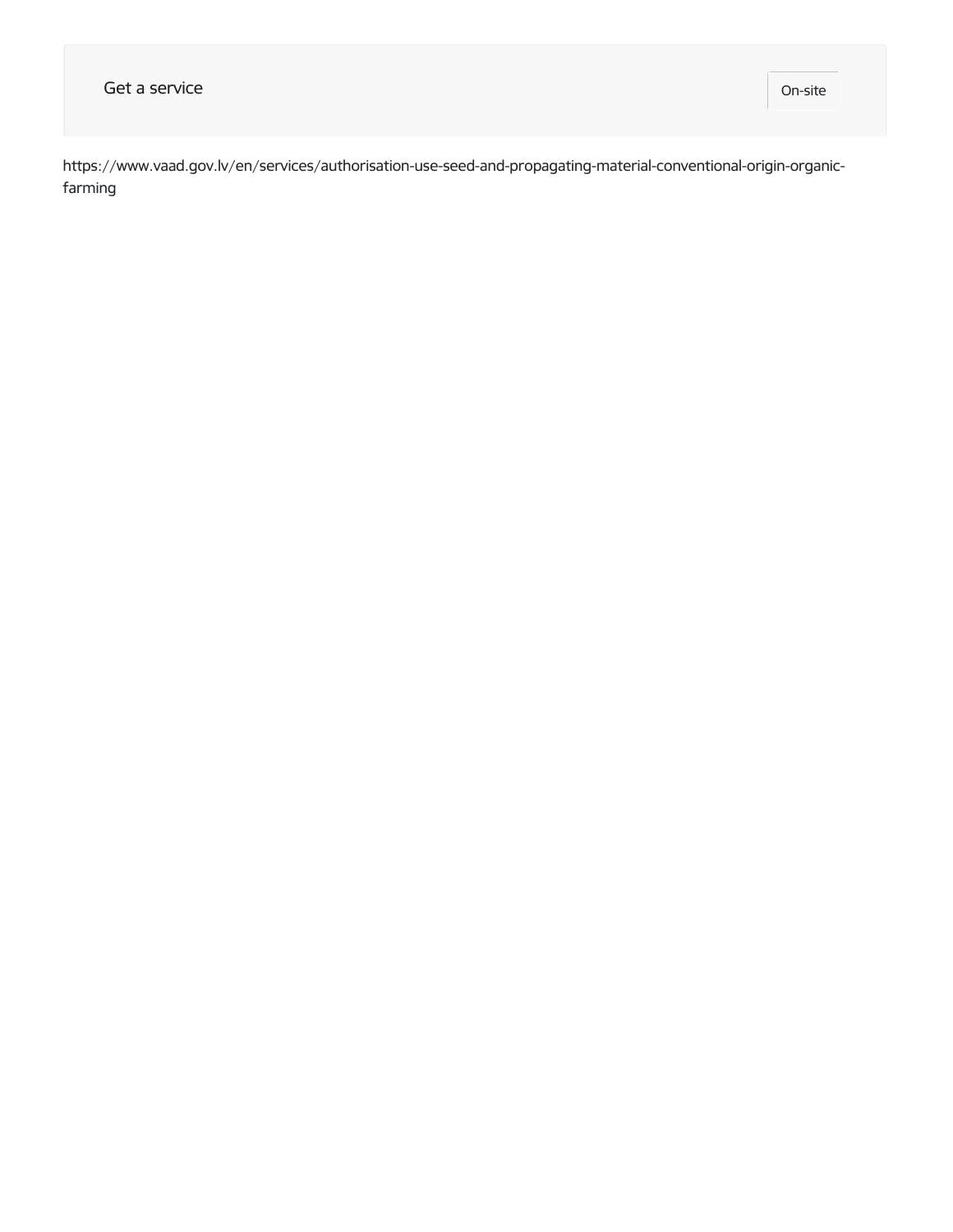Get a service

On-site

https://www.vaad.gov.lv/en/services/authorisation-use-seed-and-propagating-material-conventional-origin-organic-farming